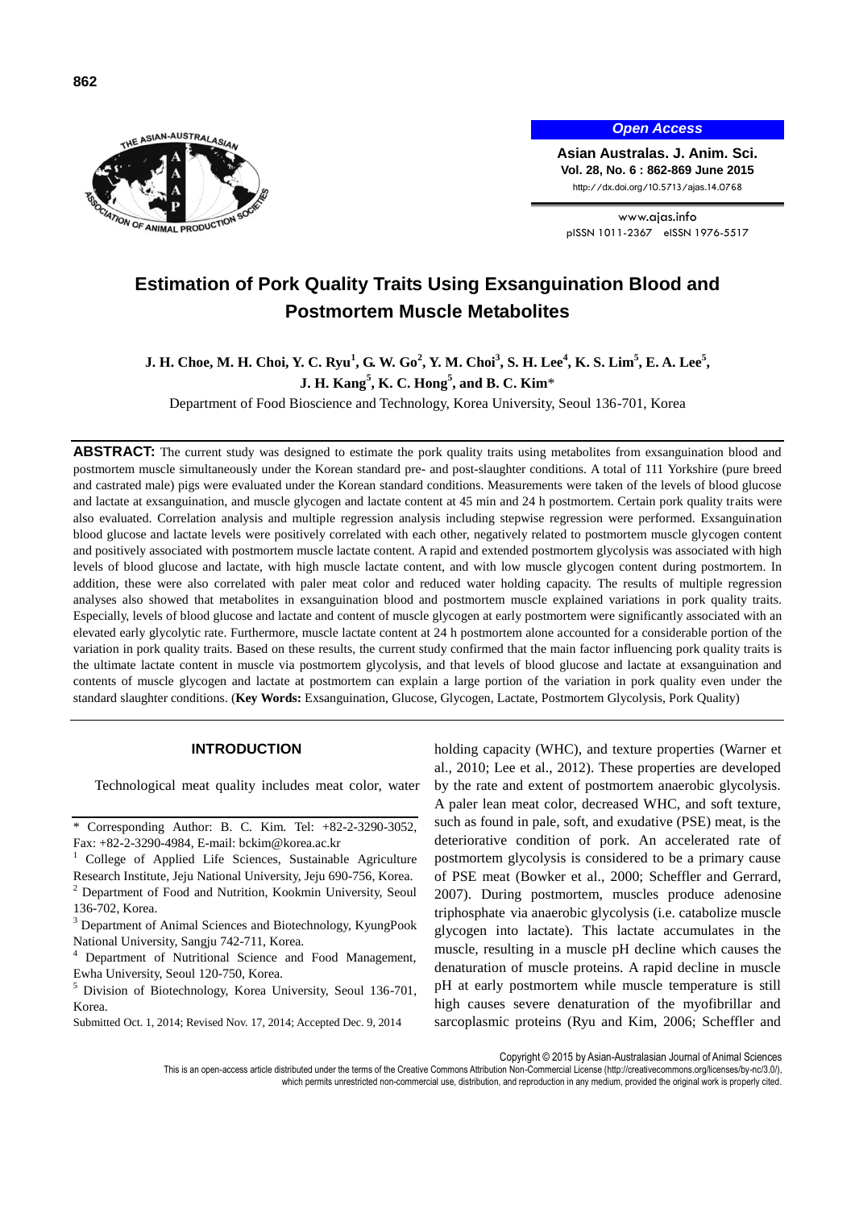# Estimation of Pork Quality Traits Using Exsanguination Blood and Postmortem Muscle Metabolites

**J. H. Choe, M. H. Choi, Y. C. Ryu[1], G. W. Go[2], Y. M. Choi[3], S. H. Lee[4], K. S. Lim[5], E. A. Lee[5], J. H. Kang[5], K. C. Hong[5], and B. C. Kim***

Department of Food Bioscience and Technology, Korea University, Seoul 136-701, Korea

**ABSTRACT:** The current study was designed to estimate the pork quality traits using metabolites from exsanguination blood and postmortem muscle simultaneously under the Korean standard pre- and post-slaughter conditions. A total of 111 Yorkshire (pure breed and castrated male) pigs were evaluated under the Korean standard conditions. Measurements were taken of the levels of blood glucose and lactate at exsanguination, and muscle glycogen and lactate content at 45 min and 24 h postmortem. Certain pork quality traits were also evaluated. Correlation analysis and multiple regression analysis including stepwise regression were performed. Exsanguination blood glucose and lactate levels were positively correlated with each other, negatively related to postmortem muscle glycogen content and positively associated with postmortem muscle lactate content. A rapid and extended postmortem glycolysis was associated with high levels of blood glucose and lactate, with high muscle lactate content, and with low muscle glycogen content during postmortem. In addition, these were also correlated with paler meat color and reduced water holding capacity. The results of multiple regression analyses also showed that metabolites in exsanguination blood and postmortem muscle explained variations in pork quality traits. Especially, levels of blood glucose and lactate and content of muscle glycogen at early postmortem were significantly associated with an elevated early glycolytic rate. Furthermore, muscle lactate content at 24 h postmortem alone accounted for a considerable portion of the variation in pork quality traits. Based on these results, the current study confirmed that the main factor influencing pork quality traits is the ultimate lactate content in muscle via postmortem glycolysis, and that levels of blood glucose and lactate at exsanguination and contents of muscle glycogen and lactate at postmortem can explain a large portion of the variation in pork quality even under the standard slaughter conditions. (**Key Words:** Exsanguination, Glucose, Glycogen, Lactate, Postmortem Glycolysis, Pork Quality)

## INTRODUCTION

Technological meat quality includes meat color, water holding capacity (WHC), and texture properties (Warner et al., 2010; Lee et al., 2012). These properties are developed by the rate and extent of postmortem anaerobic glycolysis. A paler lean meat color, decreased WHC, and soft texture, such as found in pale, soft, and exudative (PSE) meat, is the deteriorative condition of pork. An accelerated rate of postmortem glycolysis is considered to be a primary cause of PSE meat (Bowker et al., 2000; Scheffler and Gerrard, 2007). During postmortem, muscles produce adenosine triphosphate via anaerobic glycolysis (i.e. catabolize muscle glycogen into lactate). This lactate accumulates in the muscle, resulting in a muscle pH decline which causes the denaturation of muscle proteins. A rapid decline in muscle pH at early postmortem while muscle temperature is still high causes severe denaturation of the myofibrillar and sarcoplasmic proteins (Ryu and Kim, 2006; Scheffler and

---

\* Corresponding Author: B. C. Kim. Tel: +82-2-3290-3052, Fax: +82-2-3290-4984, E-mail: bckim@korea.ac.kr

[1] College of Applied Life Sciences, Sustainable Agriculture Research Institute, Jeju National University, Jeju 690-756, Korea.

[2] Department of Food and Nutrition, Kookmin University, Seoul 136-702, Korea.

[3] Department of Animal Sciences and Biotechnology, KyungPook National University, Sangju 742-711, Korea.

[4] Department of Nutritional Science and Food Management, Ewha University, Seoul 120-750, Korea.

[5] Division of Biotechnology, Korea University, Seoul 136-701, Korea.

Submitted Oct. 1, 2014; Revised Nov. 17, 2014; Accepted Dec. 9, 2014

Copyright © 2015 by Asian-Australasian Journal of Animal Sciences

This is an open-access article distributed under the terms of the Creative Commons Attribution Non-Commercial License (http://creativecommons.org/licenses/by-nc/3.0/), which permits unrestricted non-commercial use, distribution, and reproduction in any medium, provided the original work is properly cited.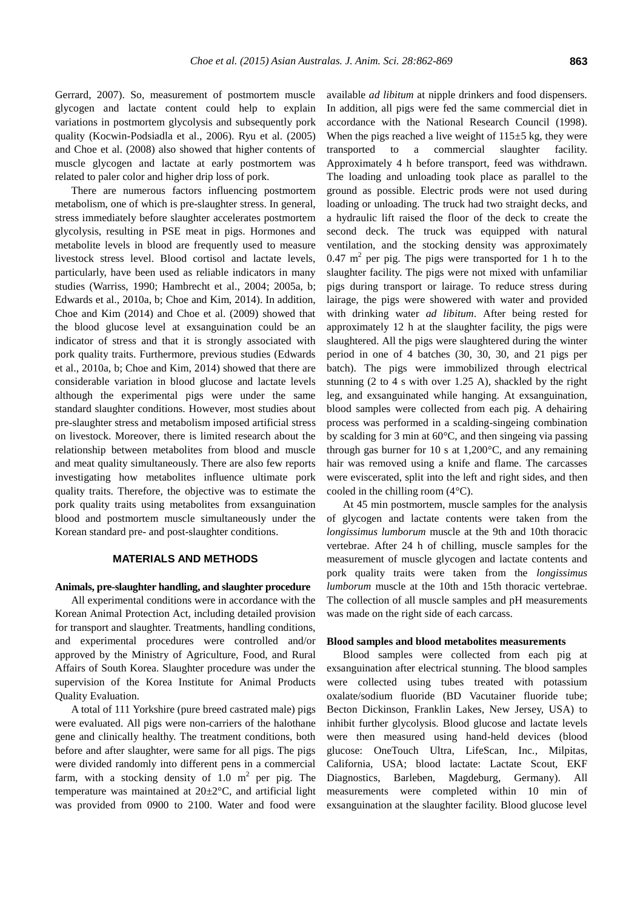Gerrard, 2007). So, measurement of postmortem muscle glycogen and lactate content could help to explain variations in postmortem glycolysis and subsequently pork quality (Kocwin-Podsiadla et al., 2006). Ryu et al. (2005) and Choe et al. (2008) also showed that higher contents of muscle glycogen and lactate at early postmortem was related to paler color and higher drip loss of pork.

There are numerous factors influencing postmortem metabolism, one of which is pre-slaughter stress. In general, stress immediately before slaughter accelerates postmortem glycolysis, resulting in PSE meat in pigs. Hormones and metabolite levels in blood are frequently used to measure livestock stress level. Blood cortisol and lactate levels, particularly, have been used as reliable indicators in many studies (Warriss, 1990; Hambrecht et al., 2004; 2005a, b; Edwards et al., 2010a, b; Choe and Kim, 2014). In addition, Choe and Kim (2014) and Choe et al. (2009) showed that the blood glucose level at exsanguination could be an indicator of stress and that it is strongly associated with pork quality traits. Furthermore, previous studies (Edwards et al., 2010a, b; Choe and Kim, 2014) showed that there are considerable variation in blood glucose and lactate levels although the experimental pigs were under the same standard slaughter conditions. However, most studies about pre-slaughter stress and metabolism imposed artificial stress on livestock. Moreover, there is limited research about the relationship between metabolites from blood and muscle and meat quality simultaneously. There are also few reports investigating how metabolites influence ultimate pork quality traits. Therefore, the objective was to estimate the pork quality traits using metabolites from exsanguination blood and postmortem muscle simultaneously under the Korean standard pre- and post-slaughter conditions.

## MATERIALS AND METHODS

### Animals, pre-slaughter handling, and slaughter procedure

All experimental conditions were in accordance with the Korean Animal Protection Act, including detailed provision for transport and slaughter. Treatments, handling conditions, and experimental procedures were controlled and/or approved by the Ministry of Agriculture, Food, and Rural Affairs of South Korea. Slaughter procedure was under the supervision of the Korea Institute for Animal Products Quality Evaluation.

A total of 111 Yorkshire (pure breed castrated male) pigs were evaluated. All pigs were non-carriers of the halothane gene and clinically healthy. The treatment conditions, both before and after slaughter, were same for all pigs. The pigs were divided randomly into different pens in a commercial farm, with a stocking density of 1.0 $m^2$ per pig. The temperature was maintained at 20±2°C, and artificial light was provided from 0900 to 2100. Water and food were available *ad libitum* at nipple drinkers and food dispensers. In addition, all pigs were fed the same commercial diet in accordance with the National Research Council (1998). When the pigs reached a live weight of 115±5 kg, they were transported to a commercial slaughter facility. Approximately 4 h before transport, feed was withdrawn. The loading and unloading took place as parallel to the ground as possible. Electric prods were not used during loading or unloading. The truck had two straight decks, and a hydraulic lift raised the floor of the deck to create the second deck. The truck was equipped with natural ventilation, and the stocking density was approximately 0.47 $m^2$ per pig. The pigs were transported for 1 h to the slaughter facility. The pigs were not mixed with unfamiliar pigs during transport or lairage. To reduce stress during lairage, the pigs were showered with water and provided with drinking water *ad libitum*. After being rested for approximately 12 h at the slaughter facility, the pigs were slaughtered. All the pigs were slaughtered during the winter period in one of 4 batches (30, 30, 30, and 21 pigs per batch). The pigs were immobilized through electrical stunning (2 to 4 s with over 1.25 A), shackled by the right leg, and exsanguinated while hanging. At exsanguination, blood samples were collected from each pig. A dehairing process was performed in a scalding-singeing combination by scalding for 3 min at 60°C, and then singeing via passing through gas burner for 10 s at 1,200°C, and any remaining hair was removed using a knife and flame. The carcasses were eviscerated, split into the left and right sides, and then cooled in the chilling room (4°C).

At 45 min postmortem, muscle samples for the analysis of glycogen and lactate contents were taken from the *longissimus lumborum* muscle at the 9th and 10th thoracic vertebrae. After 24 h of chilling, muscle samples for the measurement of muscle glycogen and lactate contents and pork quality traits were taken from the *longissimus lumborum* muscle at the 10th and 15th thoracic vertebrae. The collection of all muscle samples and pH measurements was made on the right side of each carcass.

### Blood samples and blood metabolites measurements

Blood samples were collected from each pig at exsanguination after electrical stunning. The blood samples were collected using tubes treated with potassium oxalate/sodium fluoride (BD Vacutainer fluoride tube; Becton Dickinson, Franklin Lakes, New Jersey, USA) to inhibit further glycolysis. Blood glucose and lactate levels were then measured using hand-held devices (blood glucose: OneTouch Ultra, LifeScan, Inc., Milpitas, California, USA; blood lactate: Lactate Scout, EKF Diagnostics, Barleben, Magdeburg, Germany). All measurements were completed within 10 min of exsanguination at the slaughter facility. Blood glucose level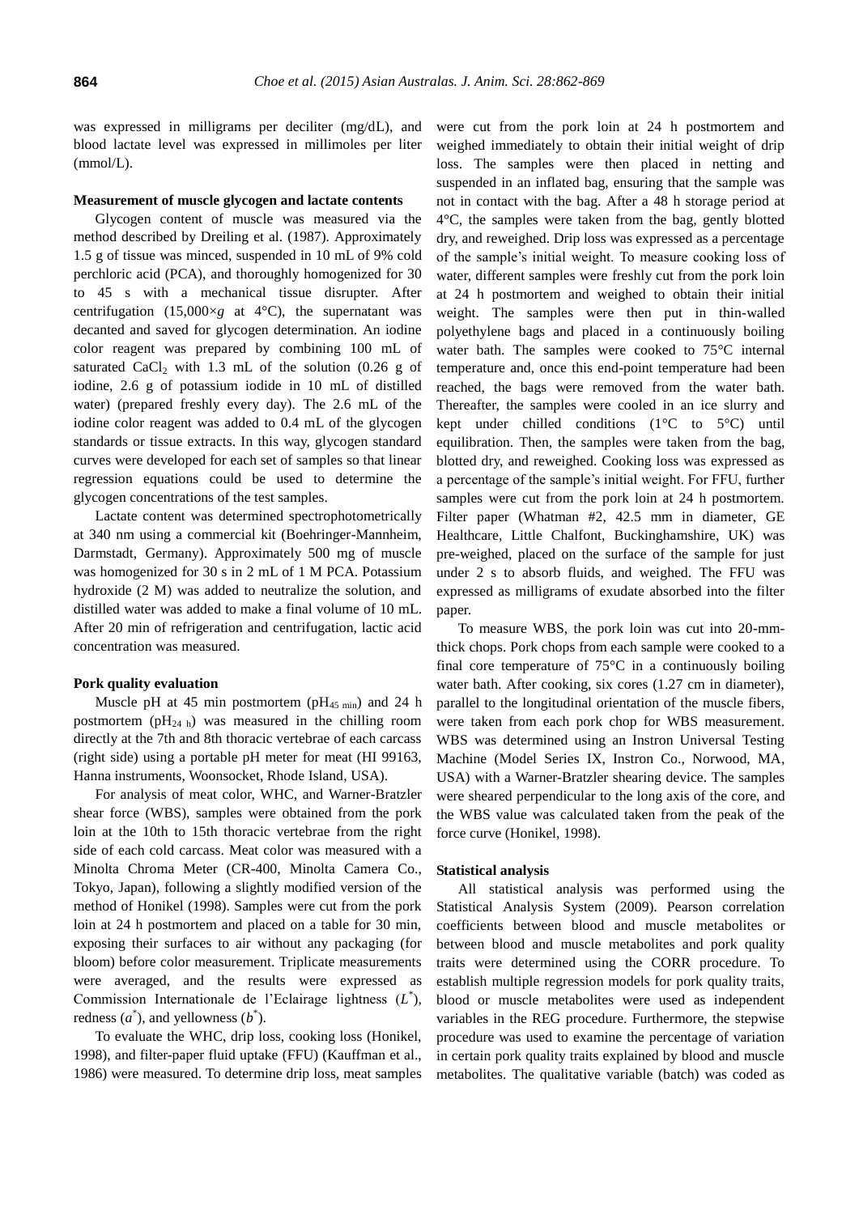was expressed in milligrams per deciliter (mg/dL), and blood lactate level was expressed in millimoles per liter (mmol/L).

**Measurement of muscle glycogen and lactate contents**

Glycogen content of muscle was measured via the method described by Dreiling et al. (1987). Approximately 1.5 g of tissue was minced, suspended in 10 mL of 9% cold perchloric acid (PCA), and thoroughly homogenized for 30 to 45 s with a mechanical tissue disrupter. After centrifugation (15,000×*g* at 4°C), the supernatant was decanted and saved for glycogen determination. An iodine color reagent was prepared by combining 100 mL of saturated $CaCl_2$ with 1.3 mL of the solution (0.26 g of iodine, 2.6 g of potassium iodide in 10 mL of distilled water) (prepared freshly every day). The 2.6 mL of the iodine color reagent was added to 0.4 mL of the glycogen standards or tissue extracts. In this way, glycogen standard curves were developed for each set of samples so that linear regression equations could be used to determine the glycogen concentrations of the test samples.

Lactate content was determined spectrophotometrically at 340 nm using a commercial kit (Boehringer-Mannheim, Darmstadt, Germany). Approximately 500 mg of muscle was homogenized for 30 s in 2 mL of 1 M PCA. Potassium hydroxide (2 M) was added to neutralize the solution, and distilled water was added to make a final volume of 10 mL. After 20 min of refrigeration and centrifugation, lactic acid concentration was measured.

**Pork quality evaluation**

Muscle pH at 45 min postmortem ($pH_{45\ min}$) and 24 h postmortem ($pH_{24\ h}$) was measured in the chilling room directly at the 7th and 8th thoracic vertebrae of each carcass (right side) using a portable pH meter for meat (HI 99163, Hanna instruments, Woonsocket, Rhode Island, USA).

For analysis of meat color, WHC, and Warner-Bratzler shear force (WBS), samples were obtained from the pork loin at the 10th to 15th thoracic vertebrae from the right side of each cold carcass. Meat color was measured with a Minolta Chroma Meter (CR-400, Minolta Camera Co., Tokyo, Japan), following a slightly modified version of the method of Honikel (1998). Samples were cut from the pork loin at 24 h postmortem and placed on a table for 30 min, exposing their surfaces to air without any packaging (for bloom) before color measurement. Triplicate measurements were averaged, and the results were expressed as Commission Internationale de l'Eclairage lightness ($L^*$), redness ($a^*$), and yellowness ($b^*$).

To evaluate the WHC, drip loss, cooking loss (Honikel, 1998), and filter-paper fluid uptake (FFU) (Kauffman et al., 1986) were measured. To determine drip loss, meat samples were cut from the pork loin at 24 h postmortem and weighed immediately to obtain their initial weight of drip loss. The samples were then placed in netting and suspended in an inflated bag, ensuring that the sample was not in contact with the bag. After a 48 h storage period at 4°C, the samples were taken from the bag, gently blotted dry, and reweighed. Drip loss was expressed as a percentage of the sample's initial weight. To measure cooking loss of water, different samples were freshly cut from the pork loin at 24 h postmortem and weighed to obtain their initial weight. The samples were then put in thin-walled polyethylene bags and placed in a continuously boiling water bath. The samples were cooked to 75°C internal temperature and, once this end-point temperature had been reached, the bags were removed from the water bath. Thereafter, the samples were cooled in an ice slurry and kept under chilled conditions (1°C to 5°C) until equilibration. Then, the samples were taken from the bag, blotted dry, and reweighed. Cooking loss was expressed as a percentage of the sample's initial weight. For FFU, further samples were cut from the pork loin at 24 h postmortem. Filter paper (Whatman #2, 42.5 mm in diameter, GE Healthcare, Little Chalfont, Buckinghamshire, UK) was pre-weighed, placed on the surface of the sample for just under 2 s to absorb fluids, and weighed. The FFU was expressed as milligrams of exudate absorbed into the filter paper.

To measure WBS, the pork loin was cut into 20-mm-thick chops. Pork chops from each sample were cooked to a final core temperature of 75°C in a continuously boiling water bath. After cooking, six cores (1.27 cm in diameter), parallel to the longitudinal orientation of the muscle fibers, were taken from each pork chop for WBS measurement. WBS was determined using an Instron Universal Testing Machine (Model Series IX, Instron Co., Norwood, MA, USA) with a Warner-Bratzler shearing device. The samples were sheared perpendicular to the long axis of the core, and the WBS value was calculated taken from the peak of the force curve (Honikel, 1998).

**Statistical analysis**

All statistical analysis was performed using the Statistical Analysis System (2009). Pearson correlation coefficients between blood and muscle metabolites or between blood and muscle metabolites and pork quality traits were determined using the CORR procedure. To establish multiple regression models for pork quality traits, blood or muscle metabolites were used as independent variables in the REG procedure. Furthermore, the stepwise procedure was used to examine the percentage of variation in certain pork quality traits explained by blood and muscle metabolites. The qualitative variable (batch) was coded as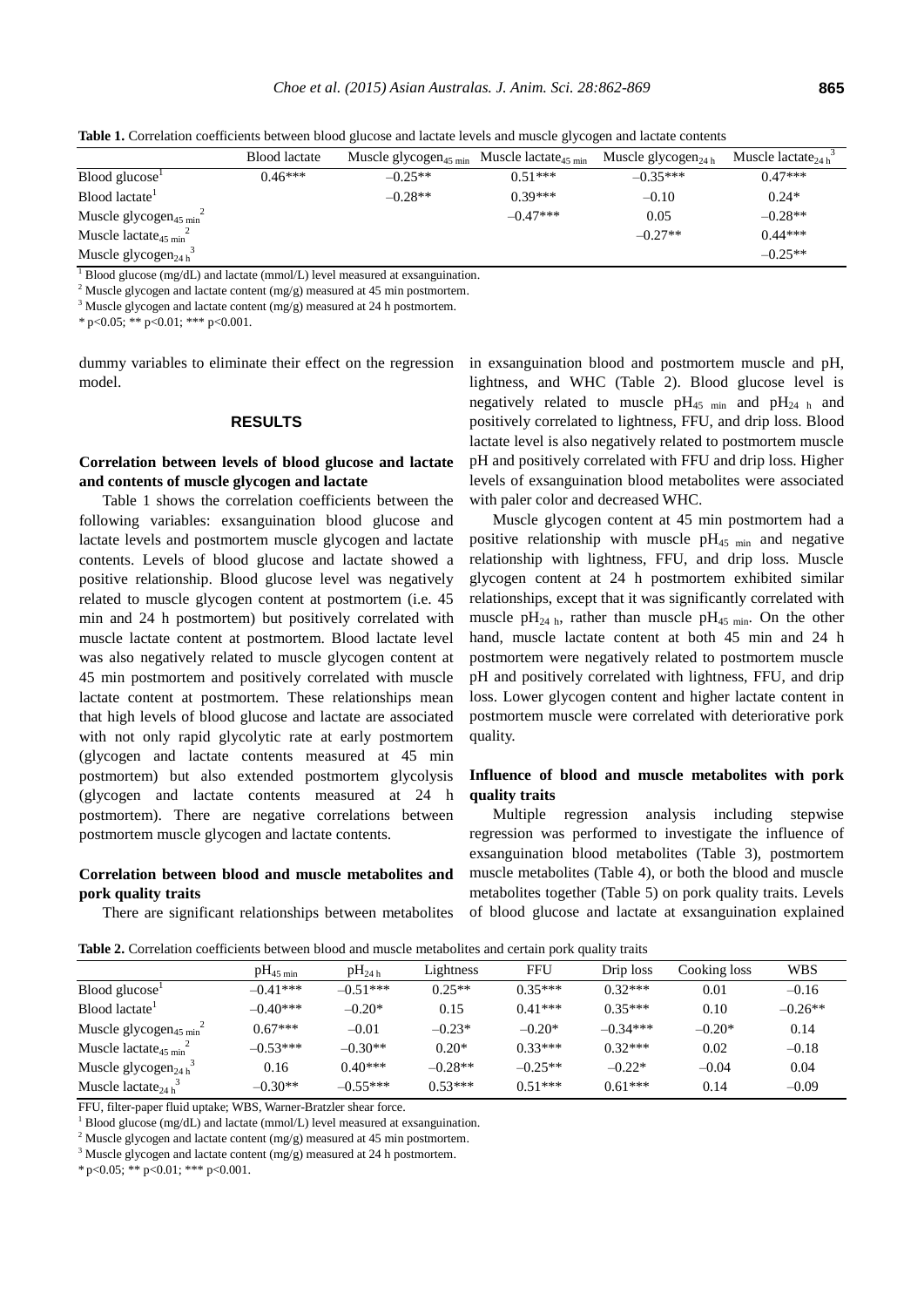**Table 1.** Correlation coefficients between blood glucose and lactate levels and muscle glycogen and lactate contents

| | Blood lactate | Muscle glycogen$_{45\ min}$ | Muscle lactate$_{45\ min}$ | Muscle glycogen$_{24\ h}$ | Muscle lactate$_{24\ h}$[3] |
|---|---|---|---|---|---|
| Blood glucose[1] | 0.46*** | –0.25** | 0.51*** | –0.35*** | 0.47*** |
| Blood lactate[1] | | –0.28** | 0.39*** | –0.10 | 0.24* |
| Muscle glycogen$_{45\ min}$[2] | | | –0.47*** | 0.05 | –0.28** |
| Muscle lactate$_{45\ min}$[2] | | | | –0.27** | 0.44*** |
| Muscle glycogen$_{24\ h}$[3] | | | | | –0.25** |

[1] Blood glucose (mg/dL) and lactate (mmol/L) level measured at exsanguination.

[2] Muscle glycogen and lactate content (mg/g) measured at 45 min postmortem.

[3] Muscle glycogen and lactate content (mg/g) measured at 24 h postmortem.

* p<0.05; ** p<0.01; *** p<0.001.

dummy variables to eliminate their effect on the regression model.

## RESULTS

### Correlation between levels of blood glucose and lactate and contents of muscle glycogen and lactate

Table 1 shows the correlation coefficients between the following variables: exsanguination blood glucose and lactate levels and postmortem muscle glycogen and lactate contents. Levels of blood glucose and lactate showed a positive relationship. Blood glucose level was negatively related to muscle glycogen content at postmortem (i.e. 45 min and 24 h postmortem) but positively correlated with muscle lactate content at postmortem. Blood lactate level was also negatively related to muscle glycogen content at 45 min postmortem and positively correlated with muscle lactate content at postmortem. These relationships mean that high levels of blood glucose and lactate are associated with not only rapid glycolytic rate at early postmortem (glycogen and lactate contents measured at 45 min postmortem) but also extended postmortem glycolysis (glycogen and lactate contents measured at 24 h postmortem). There are negative correlations between postmortem muscle glycogen and lactate contents.

### Correlation between blood and muscle metabolites and pork quality traits

There are significant relationships between metabolites in exsanguination blood and postmortem muscle and pH, lightness, and WHC (Table 2). Blood glucose level is negatively related to muscle pH$_{45\ min}$ and pH$_{24\ h}$ and positively correlated to lightness, FFU, and drip loss. Blood lactate level is also negatively related to postmortem muscle pH and positively correlated with FFU and drip loss. Higher levels of exsanguination blood metabolites were associated with paler color and decreased WHC.

Muscle glycogen content at 45 min postmortem had a positive relationship with muscle pH$_{45\ min}$ and negative relationship with lightness, FFU, and drip loss. Muscle glycogen content at 24 h postmortem exhibited similar relationships, except that it was significantly correlated with muscle pH$_{24\ h}$, rather than muscle pH$_{45\ min}$. On the other hand, muscle lactate content at both 45 min and 24 h postmortem were negatively related to postmortem muscle pH and positively correlated with lightness, FFU, and drip loss. Lower glycogen content and higher lactate content in postmortem muscle were correlated with deteriorative pork quality.

### Influence of blood and muscle metabolites with pork quality traits

Multiple regression analysis including stepwise regression was performed to investigate the influence of exsanguination blood metabolites (Table 3), postmortem muscle metabolites (Table 4), or both the blood and muscle metabolites together (Table 5) on pork quality traits. Levels of blood glucose and lactate at exsanguination explained

**Table 2.** Correlation coefficients between blood and muscle metabolites and certain pork quality traits

| | pH$_{45\ min}$ | pH$_{24\ h}$ | Lightness | FFU | Drip loss | Cooking loss | WBS |
|---|---|---|---|---|---|---|---|
| Blood glucose[1] | –0.41*** | –0.51*** | 0.25** | 0.35*** | 0.32*** | 0.01 | –0.16 |
| Blood lactate[1] | –0.40*** | –0.20* | 0.15 | 0.41*** | 0.35*** | 0.10 | –0.26** |
| Muscle glycogen$_{45\ min}$[2] | 0.67*** | –0.01 | –0.23* | –0.20* | –0.34*** | –0.20* | 0.14 |
| Muscle lactate$_{45\ min}$[2] | –0.53*** | –0.30** | 0.20* | 0.33*** | 0.32*** | 0.02 | –0.18 |
| Muscle glycogen$_{24\ h}$[3] | 0.16 | 0.40*** | –0.28** | –0.25** | –0.22* | –0.04 | 0.04 |
| Muscle lactate$_{24\ h}$[3] | –0.30** | –0.55*** | 0.53*** | 0.51*** | 0.61*** | 0.14 | –0.09 |

FFU, filter-paper fluid uptake; WBS, Warner-Bratzler shear force.

[1] Blood glucose (mg/dL) and lactate (mmol/L) level measured at exsanguination.

[2] Muscle glycogen and lactate content (mg/g) measured at 45 min postmortem.

[3] Muscle glycogen and lactate content (mg/g) measured at 24 h postmortem.

* p<0.05; ** p<0.01; *** p<0.001.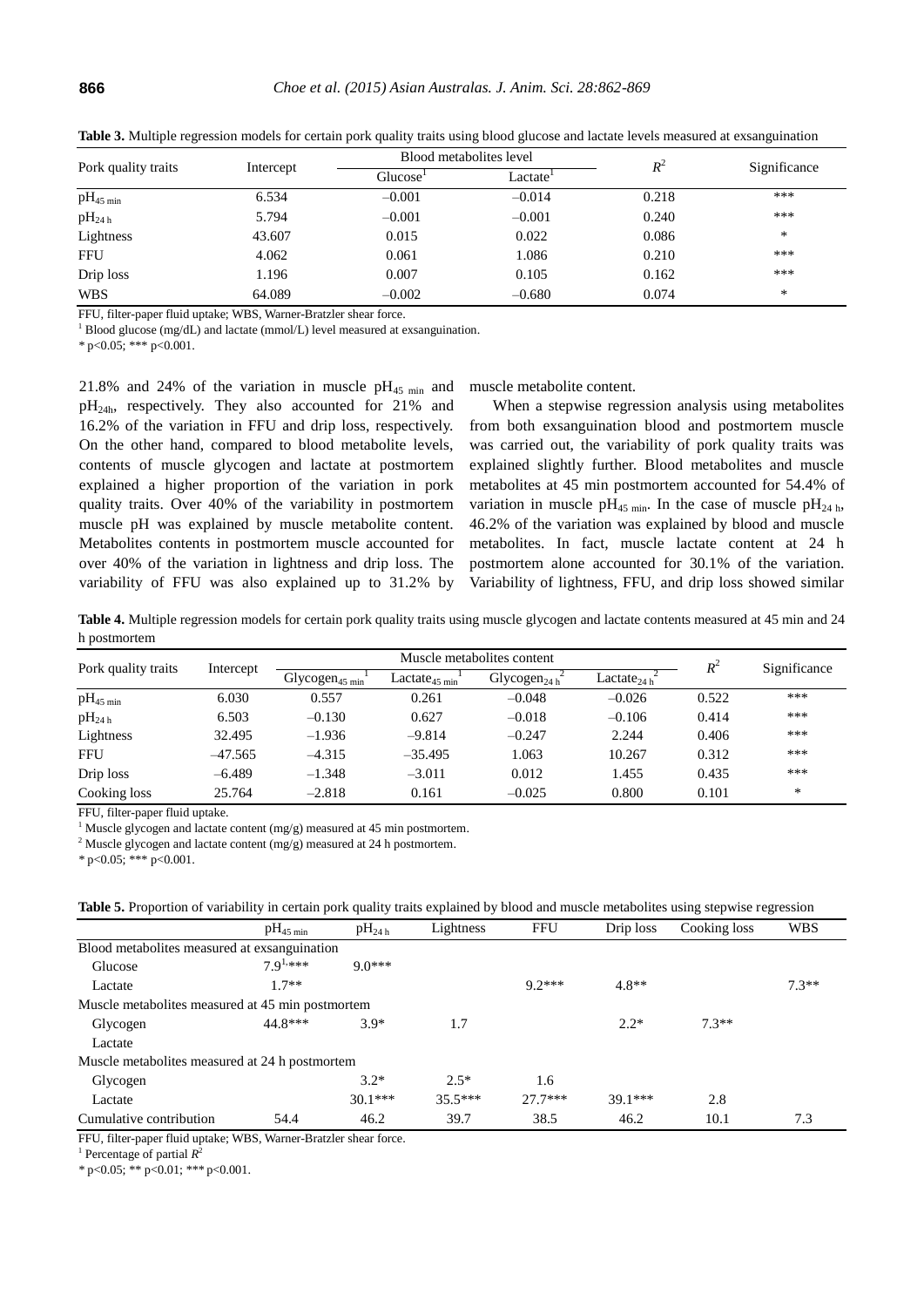**Table 3.** Multiple regression models for certain pork quality traits using blood glucose and lactate levels measured at exsanguination

| Pork quality traits | Intercept | Blood metabolites level | | $R^2$ | Significance |
|---|---|---|---|---|---|
| | | Glucose[1] | Lactate[1] | | |
| $pH_{45\ min}$ | 6.534 | –0.001 | –0.014 | 0.218 | *** |
| $pH_{24\ h}$ | 5.794 | –0.001 | –0.001 | 0.240 | *** |
| Lightness | 43.607 | 0.015 | 0.022 | 0.086 | * |
| FFU | 4.062 | 0.061 | 1.086 | 0.210 | *** |
| Drip loss | 1.196 | 0.007 | 0.105 | 0.162 | *** |
| WBS | 64.089 | –0.002 | –0.680 | 0.074 | * |

FFU, filter-paper fluid uptake; WBS, Warner-Bratzler shear force.

[1] Blood glucose (mg/dL) and lactate (mmol/L) level measured at exsanguination.

* p<0.05; *** p<0.001.

21.8% and 24% of the variation in muscle $pH_{45\ min}$ and $pH_{24h}$, respectively. They also accounted for 21% and 16.2% of the variation in FFU and drip loss, respectively. On the other hand, compared to blood metabolite levels, contents of muscle glycogen and lactate at postmortem explained a higher proportion of the variation in pork quality traits. Over 40% of the variability in postmortem muscle pH was explained by muscle metabolite content. Metabolites contents in postmortem muscle accounted for over 40% of the variation in lightness and drip loss. The variability of FFU was also explained up to 31.2% by muscle metabolite content.

When a stepwise regression analysis using metabolites from both exsanguination blood and postmortem muscle was carried out, the variability of pork quality traits was explained slightly further. Blood metabolites and muscle metabolites at 45 min postmortem accounted for 54.4% of variation in muscle $pH_{45\ min}$. In the case of muscle $pH_{24\ h}$, 46.2% of the variation was explained by blood and muscle metabolites. In fact, muscle lactate content at 24 h postmortem alone accounted for 30.1% of the variation. Variability of lightness, FFU, and drip loss showed similar

**Table 4.** Multiple regression models for certain pork quality traits using muscle glycogen and lactate contents measured at 45 min and 24 h postmortem

| Pork quality traits | Intercept | Muscle metabolites content | | | | $R^2$ | Significance |
|---|---|---|---|---|---|---|---|
| | | $Glycogen_{45\ min}$[1] | $Lactate_{45\ min}$[1] | $Glycogen_{24\ h}$[2] | $Lactate_{24\ h}$[2] | | |
| $pH_{45\ min}$ | 6.030 | 0.557 | 0.261 | –0.048 | –0.026 | 0.522 | *** |
| $pH_{24\ h}$ | 6.503 | –0.130 | 0.627 | –0.018 | –0.106 | 0.414 | *** |
| Lightness | 32.495 | –1.936 | –9.814 | –0.247 | 2.244 | 0.406 | *** |
| FFU | –47.565 | –4.315 | –35.495 | 1.063 | 10.267 | 0.312 | *** |
| Drip loss | –6.489 | –1.348 | –3.011 | 0.012 | 1.455 | 0.435 | *** |
| Cooking loss | 25.764 | –2.818 | 0.161 | –0.025 | 0.800 | 0.101 | * |

FFU, filter-paper fluid uptake.

[1] Muscle glycogen and lactate content (mg/g) measured at 45 min postmortem.

[2] Muscle glycogen and lactate content (mg/g) measured at 24 h postmortem.

* p<0.05; *** p<0.001.

**Table 5.** Proportion of variability in certain pork quality traits explained by blood and muscle metabolites using stepwise regression

| | $pH_{45\ min}$ | $pH_{24\ h}$ | Lightness | FFU | Drip loss | Cooking loss | WBS |
|---|---|---|---|---|---|---|---|
| Blood metabolites measured at exsanguination | | | | | | | |
| Glucose | 7.9[1],*** | 9.0*** | | | | | |
| Lactate | 1.7** | | | 9.2*** | 4.8** | | 7.3** |
| Muscle metabolites measured at 45 min postmortem | | | | | | | |
| Glycogen | 44.8*** | 3.9* | 1.7 | | 2.2* | 7.3** | |
| Lactate | | | | | | | |
| Muscle metabolites measured at 24 h postmortem | | | | | | | |
| Glycogen | | 3.2* | 2.5* | 1.6 | | | |
| Lactate | | 30.1*** | 35.5*** | 27.7*** | 39.1*** | 2.8 | |
| Cumulative contribution | 54.4 | 46.2 | 39.7 | 38.5 | 46.2 | 10.1 | 7.3 |

FFU, filter-paper fluid uptake; WBS, Warner-Bratzler shear force.

[1] Percentage of partial $R^2$

* p<0.05; ** p<0.01; *** p<0.001.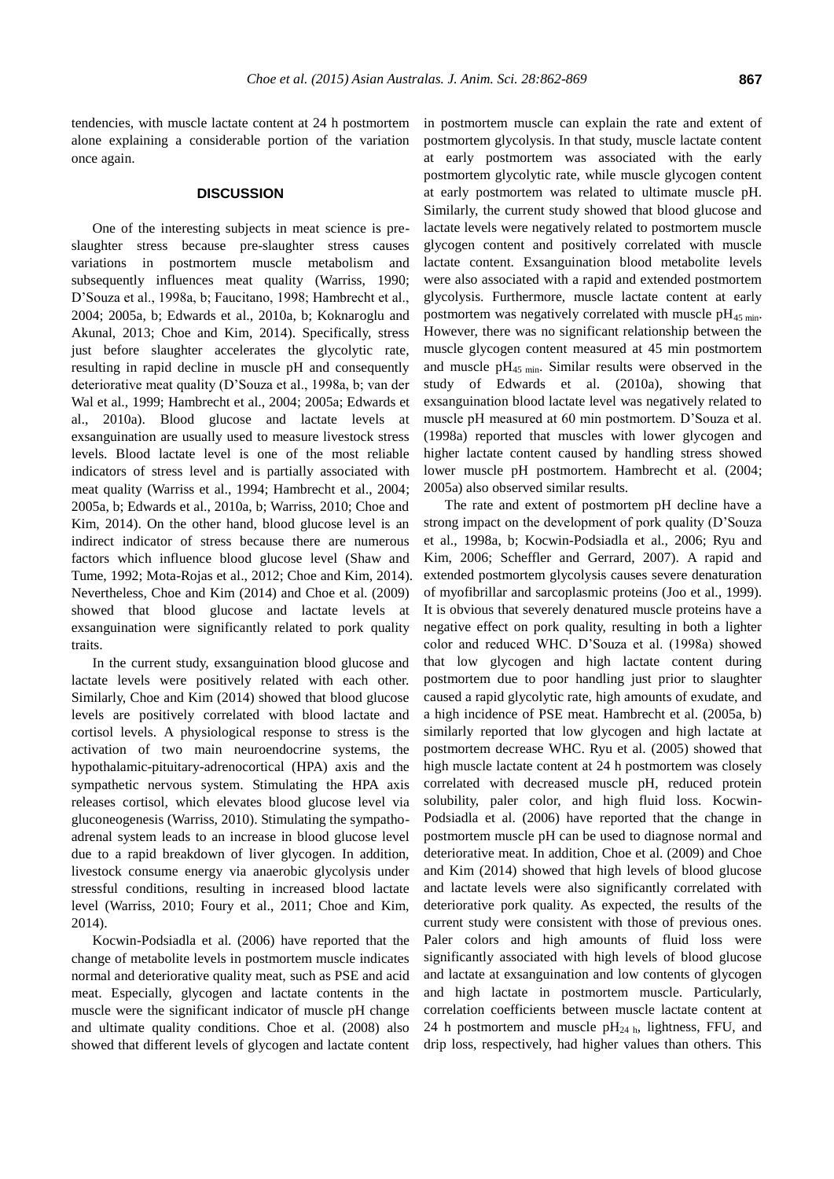tendencies, with muscle lactate content at 24 h postmortem alone explaining a considerable portion of the variation once again.

## DISCUSSION

One of the interesting subjects in meat science is pre-slaughter stress because pre-slaughter stress causes variations in postmortem muscle metabolism and subsequently influences meat quality (Warriss, 1990; D'Souza et al., 1998a, b; Faucitano, 1998; Hambrecht et al., 2004; 2005a, b; Edwards et al., 2010a, b; Koknaroglu and Akunal, 2013; Choe and Kim, 2014). Specifically, stress just before slaughter accelerates the glycolytic rate, resulting in rapid decline in muscle pH and consequently deteriorative meat quality (D'Souza et al., 1998a, b; van der Wal et al., 1999; Hambrecht et al., 2004; 2005a; Edwards et al., 2010a). Blood glucose and lactate levels at exsanguination are usually used to measure livestock stress levels. Blood lactate level is one of the most reliable indicators of stress level and is partially associated with meat quality (Warriss et al., 1994; Hambrecht et al., 2004; 2005a, b; Edwards et al., 2010a, b; Warriss, 2010; Choe and Kim, 2014). On the other hand, blood glucose level is an indirect indicator of stress because there are numerous factors which influence blood glucose level (Shaw and Tume, 1992; Mota-Rojas et al., 2012; Choe and Kim, 2014). Nevertheless, Choe and Kim (2014) and Choe et al. (2009) showed that blood glucose and lactate levels at exsanguination were significantly related to pork quality traits.

In the current study, exsanguination blood glucose and lactate levels were positively related with each other. Similarly, Choe and Kim (2014) showed that blood glucose levels are positively correlated with blood lactate and cortisol levels. A physiological response to stress is the activation of two main neuroendocrine systems, the hypothalamic-pituitary-adrenocortical (HPA) axis and the sympathetic nervous system. Stimulating the HPA axis releases cortisol, which elevates blood glucose level via gluconeogenesis (Warriss, 2010). Stimulating the sympatho-adrenal system leads to an increase in blood glucose level due to a rapid breakdown of liver glycogen. In addition, livestock consume energy via anaerobic glycolysis under stressful conditions, resulting in increased blood lactate level (Warriss, 2010; Foury et al., 2011; Choe and Kim, 2014).

Kocwin-Podsiadla et al. (2006) have reported that the change of metabolite levels in postmortem muscle indicates normal and deteriorative quality meat, such as PSE and acid meat. Especially, glycogen and lactate contents in the muscle were the significant indicator of muscle pH change and ultimate quality conditions. Choe et al. (2008) also showed that different levels of glycogen and lactate content in postmortem muscle can explain the rate and extent of postmortem glycolysis. In that study, muscle lactate content at early postmortem was associated with the early postmortem glycolytic rate, while muscle glycogen content at early postmortem was related to ultimate muscle pH. Similarly, the current study showed that blood glucose and lactate levels were negatively related to postmortem muscle glycogen content and positively correlated with muscle lactate content. Exsanguination blood metabolite levels were also associated with a rapid and extended postmortem glycolysis. Furthermore, muscle lactate content at early postmortem was negatively correlated with muscle $pH_{45\ min}$. However, there was no significant relationship between the muscle glycogen content measured at 45 min postmortem and muscle $pH_{45\ min}$. Similar results were observed in the study of Edwards et al. (2010a), showing that exsanguination blood lactate level was negatively related to muscle pH measured at 60 min postmortem. D'Souza et al. (1998a) reported that muscles with lower glycogen and higher lactate content caused by handling stress showed lower muscle pH postmortem. Hambrecht et al. (2004; 2005a) also observed similar results.

The rate and extent of postmortem pH decline have a strong impact on the development of pork quality (D'Souza et al., 1998a, b; Kocwin-Podsiadla et al., 2006; Ryu and Kim, 2006; Scheffler and Gerrard, 2007). A rapid and extended postmortem glycolysis causes severe denaturation of myofibrillar and sarcoplasmic proteins (Joo et al., 1999). It is obvious that severely denatured muscle proteins have a negative effect on pork quality, resulting in both a lighter color and reduced WHC. D'Souza et al. (1998a) showed that low glycogen and high lactate content during postmortem due to poor handling just prior to slaughter caused a rapid glycolytic rate, high amounts of exudate, and a high incidence of PSE meat. Hambrecht et al. (2005a, b) similarly reported that low glycogen and high lactate at postmortem decrease WHC. Ryu et al. (2005) showed that high muscle lactate content at 24 h postmortem was closely correlated with decreased muscle pH, reduced protein solubility, paler color, and high fluid loss. Kocwin-Podsiadla et al. (2006) have reported that the change in postmortem muscle pH can be used to diagnose normal and deteriorative meat. In addition, Choe et al. (2009) and Choe and Kim (2014) showed that high levels of blood glucose and lactate levels were also significantly correlated with deteriorative pork quality. As expected, the results of the current study were consistent with those of previous ones. Paler colors and high amounts of fluid loss were significantly associated with high levels of blood glucose and lactate at exsanguination and low contents of glycogen and high lactate in postmortem muscle. Particularly, correlation coefficients between muscle lactate content at 24 h postmortem and muscle $pH_{24\ h}$, lightness, FFU, and drip loss, respectively, had higher values than others. This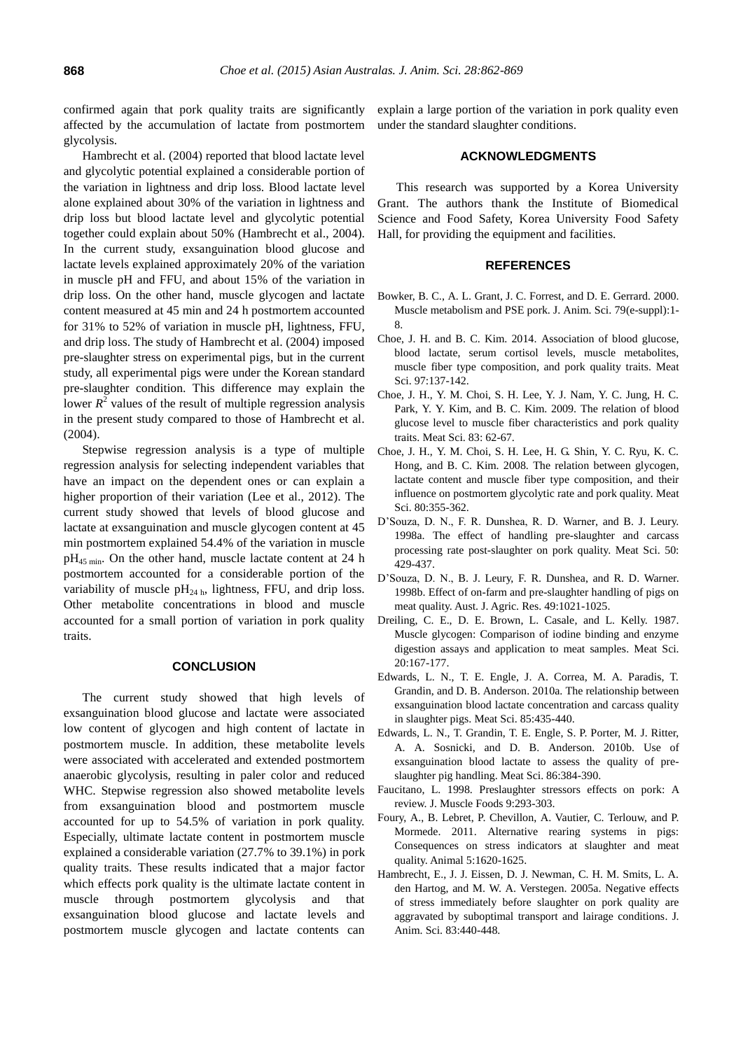confirmed again that pork quality traits are significantly affected by the accumulation of lactate from postmortem glycolysis.

Hambrecht et al. (2004) reported that blood lactate level and glycolytic potential explained a considerable portion of the variation in lightness and drip loss. Blood lactate level alone explained about 30% of the variation in lightness and drip loss but blood lactate level and glycolytic potential together could explain about 50% (Hambrecht et al., 2004). In the current study, exsanguination blood glucose and lactate levels explained approximately 20% of the variation in muscle pH and FFU, and about 15% of the variation in drip loss. On the other hand, muscle glycogen and lactate content measured at 45 min and 24 h postmortem accounted for 31% to 52% of variation in muscle pH, lightness, FFU, and drip loss. The study of Hambrecht et al. (2004) imposed pre-slaughter stress on experimental pigs, but in the current study, all experimental pigs were under the Korean standard pre-slaughter condition. This difference may explain the lower $R^2$ values of the result of multiple regression analysis in the present study compared to those of Hambrecht et al. (2004).

Stepwise regression analysis is a type of multiple regression analysis for selecting independent variables that have an impact on the dependent ones or can explain a higher proportion of their variation (Lee et al., 2012). The current study showed that levels of blood glucose and lactate at exsanguination and muscle glycogen content at 45 min postmortem explained 54.4% of the variation in muscle $pH_{45\ min}$. On the other hand, muscle lactate content at 24 h postmortem accounted for a considerable portion of the variability of muscle $pH_{24\ h}$, lightness, FFU, and drip loss. Other metabolite concentrations in blood and muscle accounted for a small portion of variation in pork quality traits.

## CONCLUSION

The current study showed that high levels of exsanguination blood glucose and lactate were associated low content of glycogen and high content of lactate in postmortem muscle. In addition, these metabolite levels were associated with accelerated and extended postmortem anaerobic glycolysis, resulting in paler color and reduced WHC. Stepwise regression also showed metabolite levels from exsanguination blood and postmortem muscle accounted for up to 54.5% of variation in pork quality. Especially, ultimate lactate content in postmortem muscle explained a considerable variation (27.7% to 39.1%) in pork quality traits. These results indicated that a major factor which effects pork quality is the ultimate lactate content in muscle through postmortem glycolysis and that exsanguination blood glucose and lactate levels and postmortem muscle glycogen and lactate contents can explain a large portion of the variation in pork quality even under the standard slaughter conditions.

## ACKNOWLEDGMENTS

This research was supported by a Korea University Grant. The authors thank the Institute of Biomedical Science and Food Safety, Korea University Food Safety Hall, for providing the equipment and facilities.

## REFERENCES

Bowker, B. C., A. L. Grant, J. C. Forrest, and D. E. Gerrard. 2000. Muscle metabolism and PSE pork. J. Anim. Sci. 79(e-suppl):1-8.

Choe, J. H. and B. C. Kim. 2014. Association of blood glucose, blood lactate, serum cortisol levels, muscle metabolites, muscle fiber type composition, and pork quality traits. Meat Sci. 97:137-142.

Choe, J. H., Y. M. Choi, S. H. Lee, Y. J. Nam, Y. C. Jung, H. C. Park, Y. Y. Kim, and B. C. Kim. 2009. The relation of blood glucose level to muscle fiber characteristics and pork quality traits. Meat Sci. 83: 62-67.

Choe, J. H., Y. M. Choi, S. H. Lee, H. G. Shin, Y. C. Ryu, K. C. Hong, and B. C. Kim. 2008. The relation between glycogen, lactate content and muscle fiber type composition, and their influence on postmortem glycolytic rate and pork quality. Meat Sci. 80:355-362.

D'Souza, D. N., F. R. Dunshea, R. D. Warner, and B. J. Leury. 1998a. The effect of handling pre-slaughter and carcass processing rate post-slaughter on pork quality. Meat Sci. 50: 429-437.

D'Souza, D. N., B. J. Leury, F. R. Dunshea, and R. D. Warner. 1998b. Effect of on-farm and pre-slaughter handling of pigs on meat quality. Aust. J. Agric. Res. 49:1021-1025.

Dreiling, C. E., D. E. Brown, L. Casale, and L. Kelly. 1987. Muscle glycogen: Comparison of iodine binding and enzyme digestion assays and application to meat samples. Meat Sci. 20:167-177.

Edwards, L. N., T. E. Engle, J. A. Correa, M. A. Paradis, T. Grandin, and D. B. Anderson. 2010a. The relationship between exsanguination blood lactate concentration and carcass quality in slaughter pigs. Meat Sci. 85:435-440.

Edwards, L. N., T. Grandin, T. E. Engle, S. P. Porter, M. J. Ritter, A. A. Sosnicki, and D. B. Anderson. 2010b. Use of exsanguination blood lactate to assess the quality of pre-slaughter pig handling. Meat Sci. 86:384-390.

Faucitano, L. 1998. Preslaughter stressors effects on pork: A review. J. Muscle Foods 9:293-303.

Foury, A., B. Lebret, P. Chevillon, A. Vautier, C. Terlouw, and P. Mormede. 2011. Alternative rearing systems in pigs: Consequences on stress indicators at slaughter and meat quality. Animal 5:1620-1625.

Hambrecht, E., J. J. Eissen, D. J. Newman, C. H. M. Smits, L. A. den Hartog, and M. W. A. Verstegen. 2005a. Negative effects of stress immediately before slaughter on pork quality are aggravated by suboptimal transport and lairage conditions. J. Anim. Sci. 83:440-448.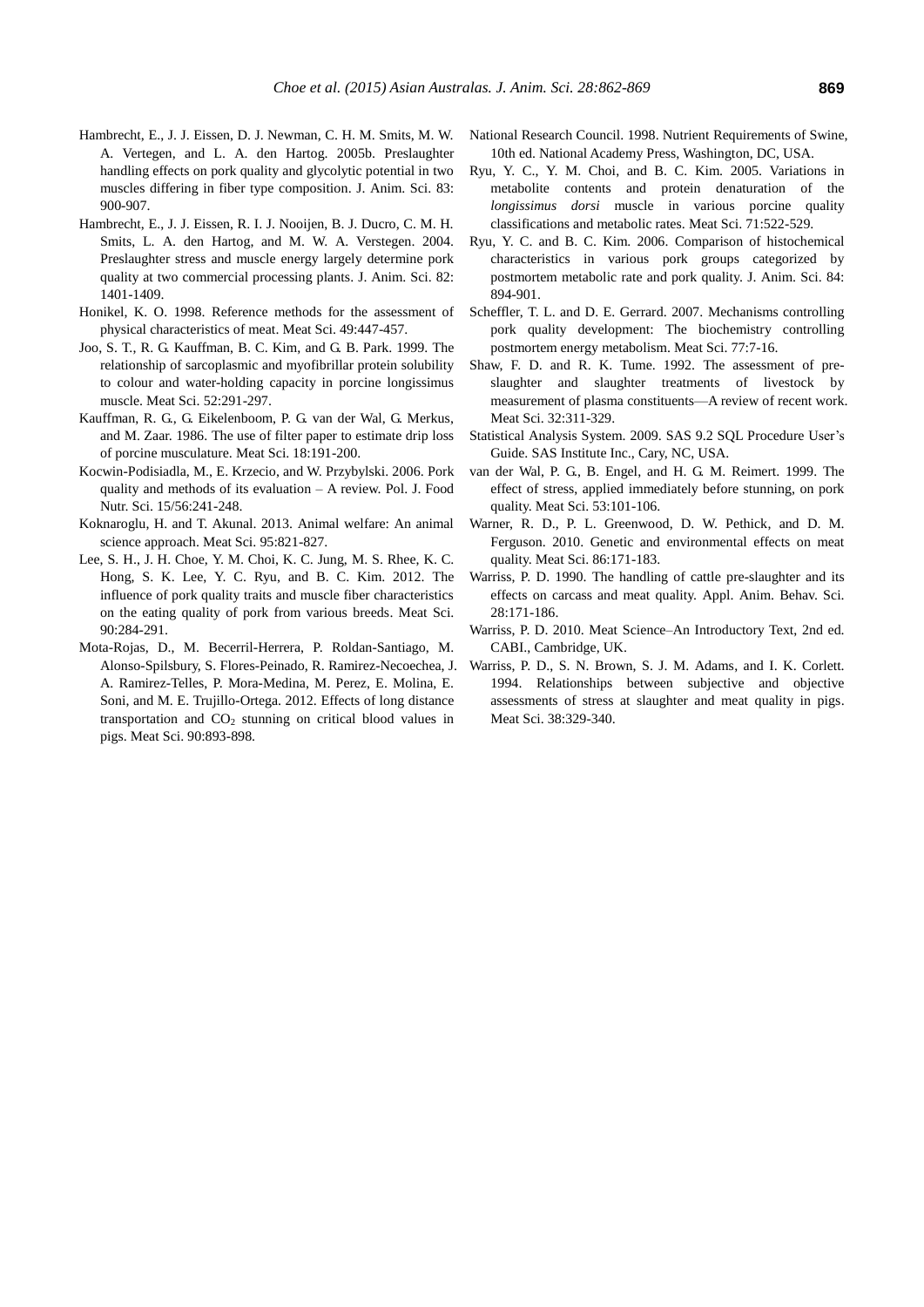Hambrecht, E., J. J. Eissen, D. J. Newman, C. H. M. Smits, M. W. A. Vertegen, and L. A. den Hartog. 2005b. Preslaughter handling effects on pork quality and glycolytic potential in two muscles differing in fiber type composition. J. Anim. Sci. 83: 900-907.

Hambrecht, E., J. J. Eissen, R. I. J. Nooijen, B. J. Ducro, C. M. H. Smits, L. A. den Hartog, and M. W. A. Verstegen. 2004. Preslaughter stress and muscle energy largely determine pork quality at two commercial processing plants. J. Anim. Sci. 82: 1401-1409.

Honikel, K. O. 1998. Reference methods for the assessment of physical characteristics of meat. Meat Sci. 49:447-457.

Joo, S. T., R. G. Kauffman, B. C. Kim, and G. B. Park. 1999. The relationship of sarcoplasmic and myofibrillar protein solubility to colour and water-holding capacity in porcine longissimus muscle. Meat Sci. 52:291-297.

Kauffman, R. G., G. Eikelenboom, P. G. van der Wal, G. Merkus, and M. Zaar. 1986. The use of filter paper to estimate drip loss of porcine musculature. Meat Sci. 18:191-200.

Kocwin-Podisiadla, M., E. Krzecio, and W. Przybylski. 2006. Pork quality and methods of its evaluation – A review. Pol. J. Food Nutr. Sci. 15/56:241-248.

Koknaroglu, H. and T. Akunal. 2013. Animal welfare: An animal science approach. Meat Sci. 95:821-827.

Lee, S. H., J. H. Choe, Y. M. Choi, K. C. Jung, M. S. Rhee, K. C. Hong, S. K. Lee, Y. C. Ryu, and B. C. Kim. 2012. The influence of pork quality traits and muscle fiber characteristics on the eating quality of pork from various breeds. Meat Sci. 90:284-291.

Mota-Rojas, D., M. Becerril-Herrera, P. Roldan-Santiago, M. Alonso-Spilsbury, S. Flores-Peinado, R. Ramirez-Necoechea, J. A. Ramirez-Telles, P. Mora-Medina, M. Perez, E. Molina, E. Soni, and M. E. Trujillo-Ortega. 2012. Effects of long distance transportation and $CO_2$ stunning on critical blood values in pigs. Meat Sci. 90:893-898.

National Research Council. 1998. Nutrient Requirements of Swine, 10th ed. National Academy Press, Washington, DC, USA.

Ryu, Y. C., Y. M. Choi, and B. C. Kim. 2005. Variations in metabolite contents and protein denaturation of the *longissimus dorsi* muscle in various porcine quality classifications and metabolic rates. Meat Sci. 71:522-529.

Ryu, Y. C. and B. C. Kim. 2006. Comparison of histochemical characteristics in various pork groups categorized by postmortem metabolic rate and pork quality. J. Anim. Sci. 84: 894-901.

Scheffler, T. L. and D. E. Gerrard. 2007. Mechanisms controlling pork quality development: The biochemistry controlling postmortem energy metabolism. Meat Sci. 77:7-16.

Shaw, F. D. and R. K. Tume. 1992. The assessment of pre-slaughter and slaughter treatments of livestock by measurement of plasma constituents—A review of recent work. Meat Sci. 32:311-329.

Statistical Analysis System. 2009. SAS 9.2 SQL Procedure User's Guide. SAS Institute Inc., Cary, NC, USA.

van der Wal, P. G., B. Engel, and H. G. M. Reimert. 1999. The effect of stress, applied immediately before stunning, on pork quality. Meat Sci. 53:101-106.

Warner, R. D., P. L. Greenwood, D. W. Pethick, and D. M. Ferguson. 2010. Genetic and environmental effects on meat quality. Meat Sci. 86:171-183.

Warriss, P. D. 1990. The handling of cattle pre-slaughter and its effects on carcass and meat quality. Appl. Anim. Behav. Sci. 28:171-186.

Warriss, P. D. 2010. Meat Science–An Introductory Text, 2nd ed. CABI., Cambridge, UK.

Warriss, P. D., S. N. Brown, S. J. M. Adams, and I. K. Corlett. 1994. Relationships between subjective and objective assessments of stress at slaughter and meat quality in pigs. Meat Sci. 38:329-340.